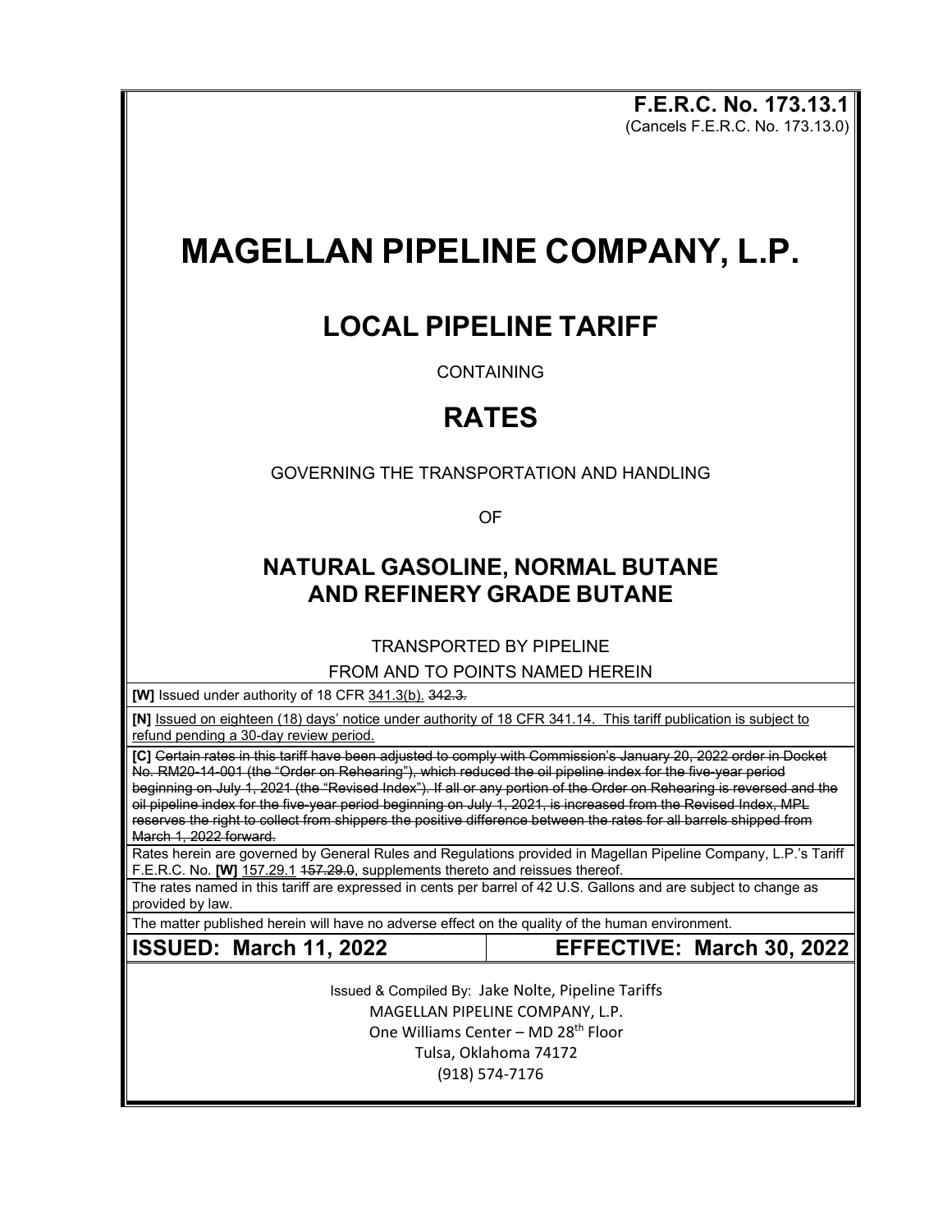**F.E.R.C. No. 173.13.1**
(Cancels F.E.R.C. No. 173.13.0)

# MAGELLAN PIPELINE COMPANY, L.P.

## LOCAL PIPELINE TARIFF

CONTAINING

## RATES

GOVERNING THE TRANSPORTATION AND HANDLING

OF

### NATURAL GASOLINE, NORMAL BUTANE AND REFINERY GRADE BUTANE

TRANSPORTED BY PIPELINE

FROM AND TO POINTS NAMED HEREIN

**[W]** Issued under authority of 18 CFR 341.3(b). ~~342.3.~~

**[N]** Issued on eighteen (18) days' notice under authority of 18 CFR 341.14. This tariff publication is subject to refund pending a 30-day review period.

**[C]** ~~Certain rates in this tariff have been adjusted to comply with Commission's January 20, 2022 order in Docket No. RM20-14-001 (the "Order on Rehearing"), which reduced the oil pipeline index for the five-year period beginning on July 1, 2021 (the "Revised Index"). If all or any portion of the Order on Rehearing is reversed and the oil pipeline index for the five-year period beginning on July 1, 2021, is increased from the Revised Index, MPL reserves the right to collect from shippers the positive difference between the rates for all barrels shipped from March 1, 2022 forward.~~

Rates herein are governed by General Rules and Regulations provided in Magellan Pipeline Company, L.P.'s Tariff F.E.R.C. No. **[W]** 157.29.1 ~~157.29.0~~, supplements thereto and reissues thereof.

The rates named in this tariff are expressed in cents per barrel of 42 U.S. Gallons and are subject to change as provided by law.

The matter published herein will have no adverse effect on the quality of the human environment.

| **ISSUED: March 11, 2022** | **EFFECTIVE: March 30, 2022** |
| --- | --- |

Issued & Compiled By: Jake Nolte, Pipeline Tariffs
MAGELLAN PIPELINE COMPANY, L.P.
One Williams Center – MD 28th Floor
Tulsa, Oklahoma 74172
(918) 574-7176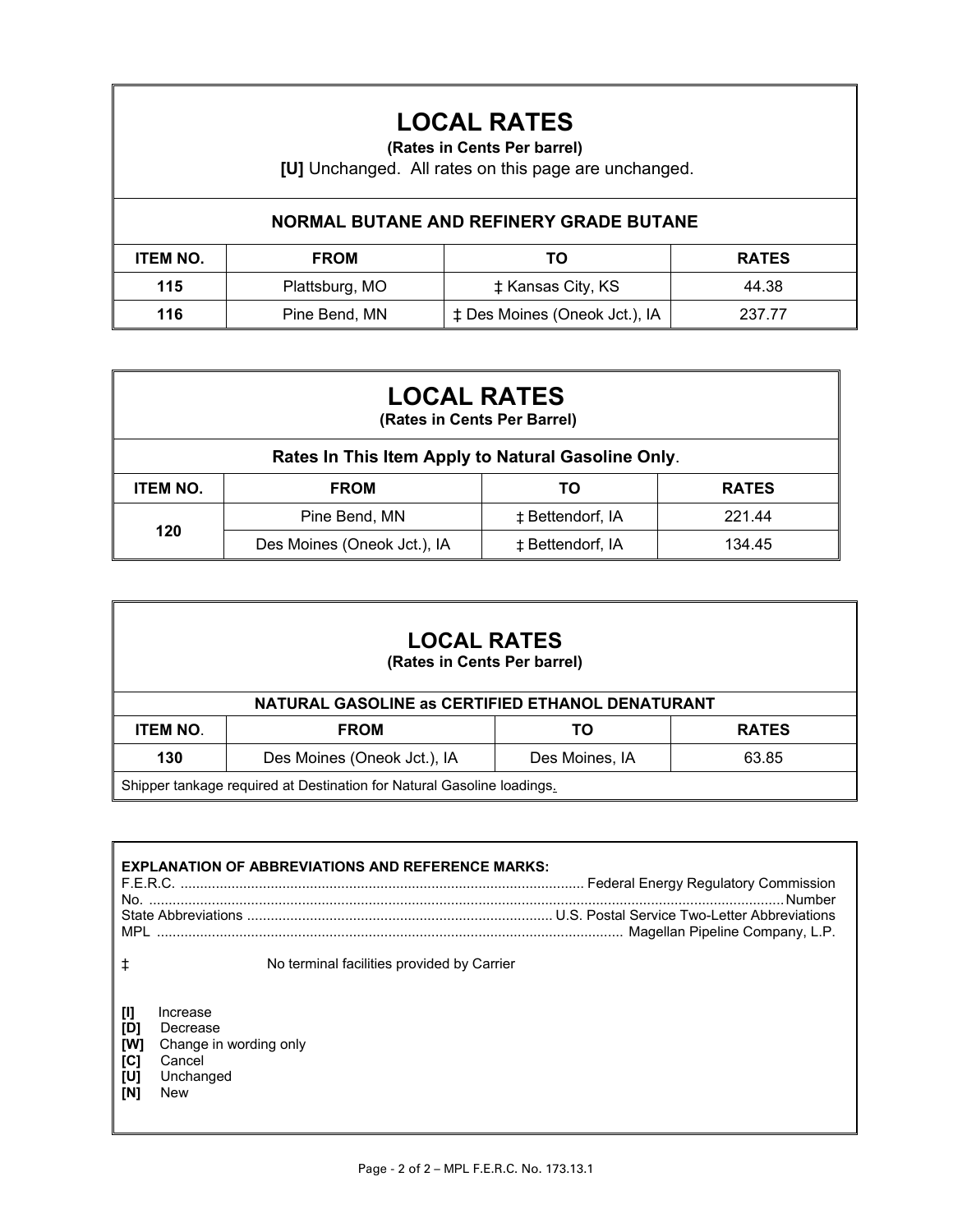# LOCAL RATES

**(Rates in Cents Per barrel)**

**[U]** Unchanged. All rates on this page are unchanged.

## NORMAL BUTANE AND REFINERY GRADE BUTANE

| ITEM NO. | FROM | TO | RATES |
|---|---|---|---|
| **115** | Plattsburg, MO | ‡ Kansas City, KS | 44.38 |
| **116** | Pine Bend, MN | ‡ Des Moines (Oneok Jct.), IA | 237.77 |

# LOCAL RATES

**(Rates in Cents Per Barrel)**

**Rates In This Item Apply to Natural Gasoline Only**.

| ITEM NO. | FROM | TO | RATES |
|---|---|---|---|
| **120** | Pine Bend, MN | ‡ Bettendorf, IA | 221.44 |
| | Des Moines (Oneok Jct.), IA | ‡ Bettendorf, IA | 134.45 |

# LOCAL RATES

**(Rates in Cents Per barrel)**

## NATURAL GASOLINE as CERTIFIED ETHANOL DENATURANT

| ITEM NO. | FROM | TO | RATES |
|---|---|---|---|
| **130** | Des Moines (Oneok Jct.), IA | Des Moines, IA | 63.85 |

Shipper tankage required at Destination for Natural Gasoline loadings.

**EXPLANATION OF ABBREVIATIONS AND REFERENCE MARKS:**

F.E.R.C. ...... Federal Energy Regulatory Commission
No. ...... Number
State Abbreviations ...... U.S. Postal Service Two-Letter Abbreviations
MPL ...... Magellan Pipeline Company, L.P.

‡ No terminal facilities provided by Carrier

**[I]** Increase
**[D]** Decrease
**[W]** Change in wording only
**[C]** Cancel
**[U]** Unchanged
**[N]** New